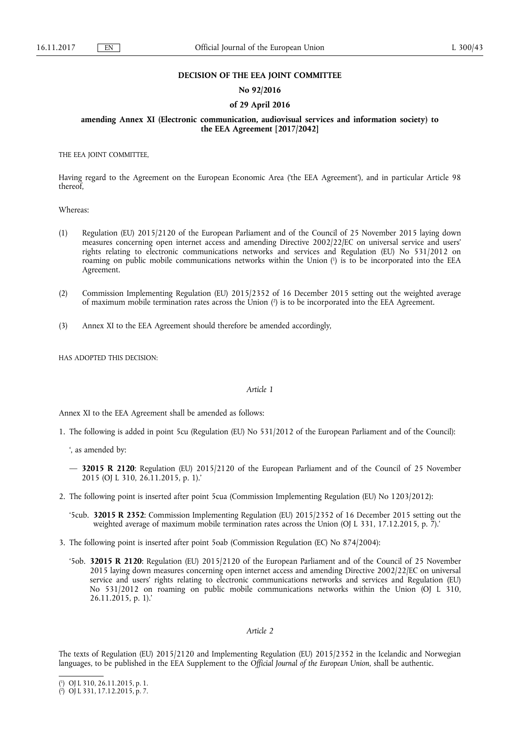**DECISION OF THE EEA JOINT COMMITTEE**

**No 92/2016**

**of 29 April 2016**

**amending Annex XI (Electronic communication, audiovisual services and information society) to the EEA Agreement [2017/2042]**

THE EEA JOINT COMMITTEE,

Having regard to the Agreement on the European Economic Area ('the EEA Agreement'), and in particular Article 98 thereof,

Whereas:

(1) Regulation (EU) 2015/2120 of the European Parliament and of the Council of 25 November 2015 laying down measures concerning open internet access and amending Directive 2002/22/EC on universal service and users' rights relating to electronic communications networks and services and Regulation (EU) No 531/2012 on roaming on public mobile communications networks within the Union [1] is to be incorporated into the EEA Agreement.

(2) Commission Implementing Regulation (EU) 2015/2352 of 16 December 2015 setting out the weighted average of maximum mobile termination rates across the Union [2] is to be incorporated into the EEA Agreement.

(3) Annex XI to the EEA Agreement should therefore be amended accordingly,

HAS ADOPTED THIS DECISION:

*Article 1*

Annex XI to the EEA Agreement shall be amended as follows:

1. The following is added in point 5cu (Regulation (EU) No 531/2012 of the European Parliament and of the Council):

   ', as amended by:

   — **32015 R 2120**: Regulation (EU) 2015/2120 of the European Parliament and of the Council of 25 November 2015 (OJ L 310, 26.11.2015, p. 1).'

2. The following point is inserted after point 5cua (Commission Implementing Regulation (EU) No 1203/2012):

   '5cub. **32015 R 2352**: Commission Implementing Regulation (EU) 2015/2352 of 16 December 2015 setting out the weighted average of maximum mobile termination rates across the Union (OJ L 331, 17.12.2015, p. 7).'

3. The following point is inserted after point 5oab (Commission Regulation (EC) No 874/2004):

   '5ob. **32015 R 2120**: Regulation (EU) 2015/2120 of the European Parliament and of the Council of 25 November 2015 laying down measures concerning open internet access and amending Directive 2002/22/EC on universal service and users' rights relating to electronic communications networks and services and Regulation (EU) No 531/2012 on roaming on public mobile communications networks within the Union (OJ L 310, 26.11.2015, p. 1).'

*Article 2*

The texts of Regulation (EU) 2015/2120 and Implementing Regulation (EU) 2015/2352 in the Icelandic and Norwegian languages, to be published in the EEA Supplement to the *Official Journal of the European Union*, shall be authentic.

---

[1] OJ L 310, 26.11.2015, p. 1.

[2] OJ L 331, 17.12.2015, p. 7.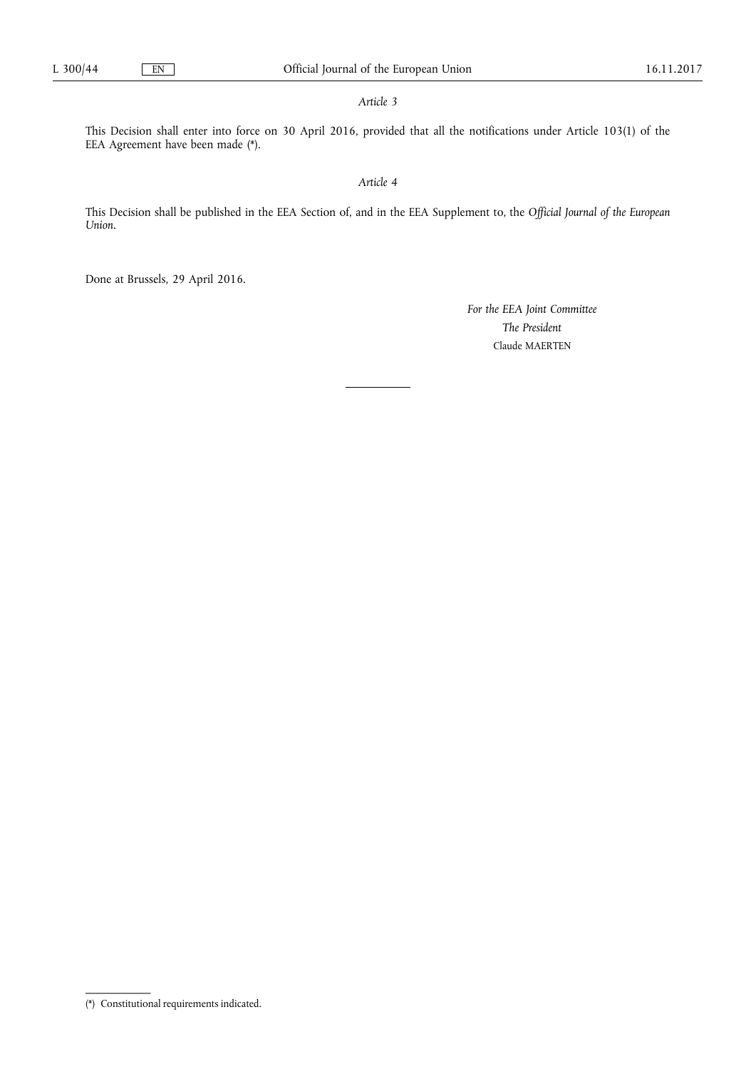*Article 3*

This Decision shall enter into force on 30 April 2016, provided that all the notifications under Article 103(1) of the EEA Agreement have been made (*).

*Article 4*

This Decision shall be published in the EEA Section of, and in the EEA Supplement to, the *Official Journal of the European Union*.

Done at Brussels, 29 April 2016.

*For the EEA Joint Committee*

*The President*

Claude MAERTEN

---

(*) Constitutional requirements indicated.